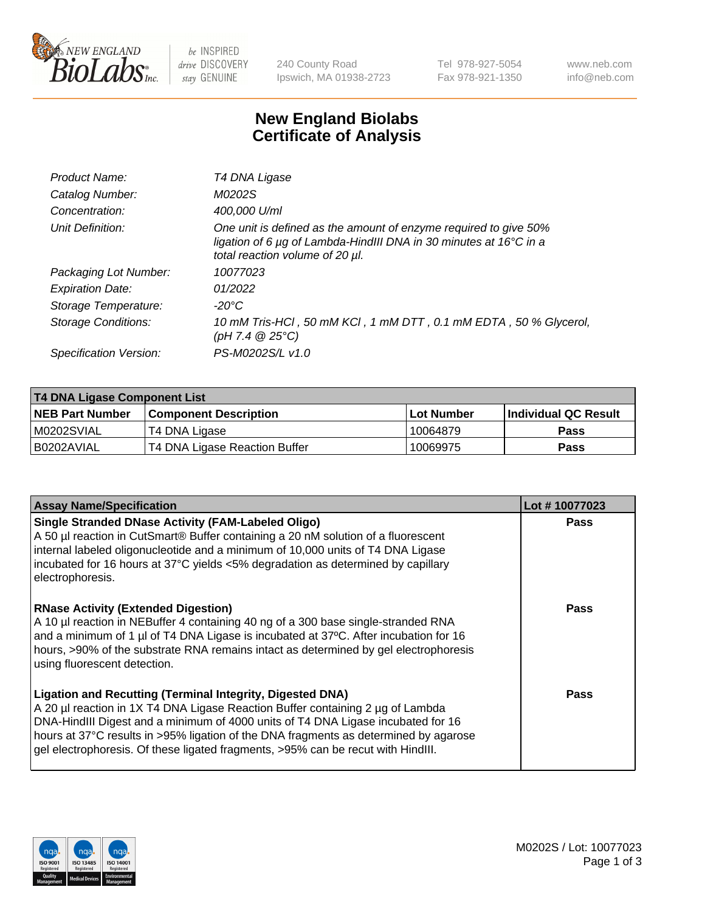240 County Road
Ipswich, MA 01938-2723

Tel 978-927-5054
Fax 978-921-1350

www.neb.com
info@neb.com

# New England Biolabs
# Certificate of Analysis

| | |
|---|---|
| *Product Name:* | *T4 DNA Ligase* |
| *Catalog Number:* | *M0202S* |
| *Concentration:* | *400,000 U/ml* |
| *Unit Definition:* | *One unit is defined as the amount of enzyme required to give 50% ligation of 6 µg of Lambda-HindIII DNA in 30 minutes at 16°C in a total reaction volume of 20 µl.* |
| *Packaging Lot Number:* | *10077023* |
| *Expiration Date:* | *01/2022* |
| *Storage Temperature:* | *-20°C* |
| *Storage Conditions:* | *10 mM Tris-HCl , 50 mM KCl , 1 mM DTT , 0.1 mM EDTA , 50 % Glycerol, (pH 7.4 @ 25°C)* |
| *Specification Version:* | *PS-M0202S/L v1.0* |

| T4 DNA Ligase Component List | | | |
|---|---|---|---|
| **NEB Part Number** | **Component Description** | **Lot Number** | **Individual QC Result** |
| M0202SVIAL | T4 DNA Ligase | 10064879 | Pass |
| B0202AVIAL | T4 DNA Ligase Reaction Buffer | 10069975 | Pass |

| Assay Name/Specification | Lot # 10077023 |
|---|---|
| **Single Stranded DNase Activity (FAM-Labeled Oligo)** A 50 µl reaction in CutSmart® Buffer containing a 20 nM solution of a fluorescent internal labeled oligonucleotide and a minimum of 10,000 units of T4 DNA Ligase incubated for 16 hours at 37°C yields <5% degradation as determined by capillary electrophoresis. | Pass |
| **RNase Activity (Extended Digestion)** A 10 µl reaction in NEBuffer 4 containing 40 ng of a 300 base single-stranded RNA and a minimum of 1 µl of T4 DNA Ligase is incubated at 37ºC. After incubation for 16 hours, >90% of the substrate RNA remains intact as determined by gel electrophoresis using fluorescent detection. | Pass |
| **Ligation and Recutting (Terminal Integrity, Digested DNA)** A 20 µl reaction in 1X T4 DNA Ligase Reaction Buffer containing 2 µg of Lambda DNA-HindIII Digest and a minimum of 4000 units of T4 DNA Ligase incubated for 16 hours at 37°C results in >95% ligation of the DNA fragments as determined by agarose gel electrophoresis. Of these ligated fragments, >95% can be recut with HindIII. | Pass |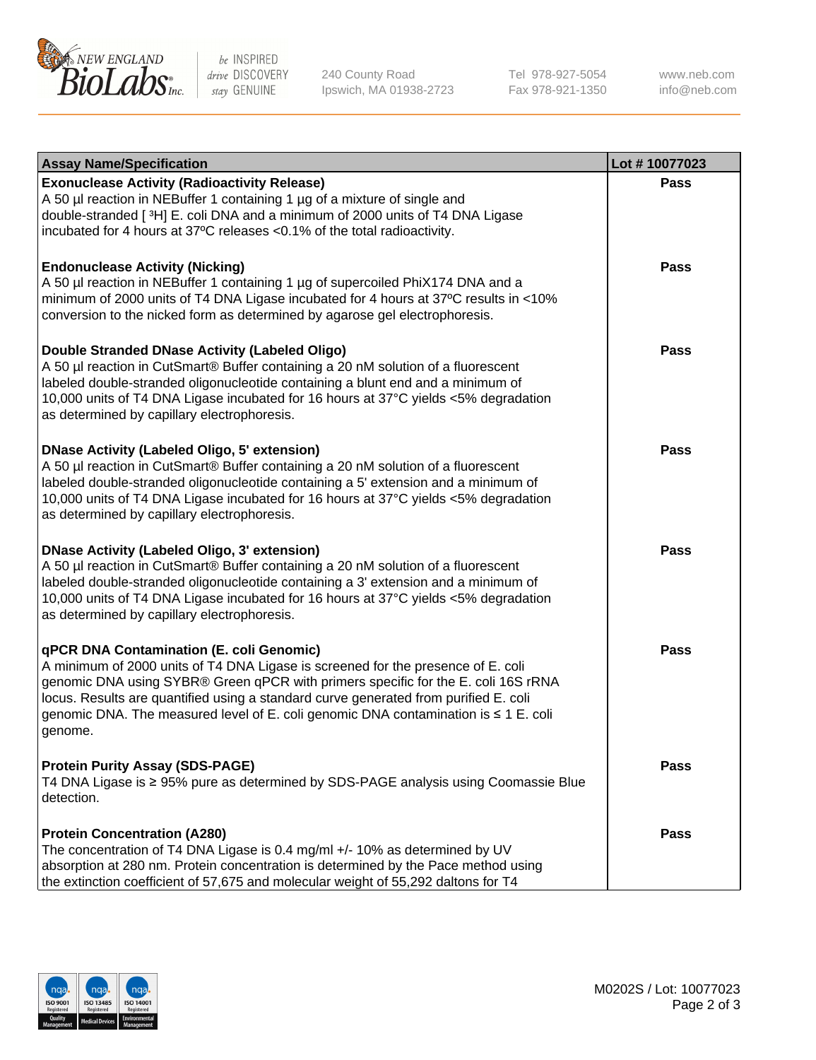| Assay Name/Specification | Lot # 10077023 |
| --- | --- |
| **Exonuclease Activity (Radioactivity Release)**<br>A 50 µl reaction in NEBuffer 1 containing 1 µg of a mixture of single and double-stranded [ $^3$H] E. coli DNA and a minimum of 2000 units of T4 DNA Ligase incubated for 4 hours at 37ºC releases <0.1% of the total radioactivity. | **Pass** |
| **Endonuclease Activity (Nicking)**<br>A 50 µl reaction in NEBuffer 1 containing 1 µg of supercoiled PhiX174 DNA and a minimum of 2000 units of T4 DNA Ligase incubated for 4 hours at 37ºC results in <10% conversion to the nicked form as determined by agarose gel electrophoresis. | **Pass** |
| **Double Stranded DNase Activity (Labeled Oligo)**<br>A 50 µl reaction in CutSmart® Buffer containing a 20 nM solution of a fluorescent labeled double-stranded oligonucleotide containing a blunt end and a minimum of 10,000 units of T4 DNA Ligase incubated for 16 hours at 37°C yields <5% degradation as determined by capillary electrophoresis. | **Pass** |
| **DNase Activity (Labeled Oligo, 5' extension)**<br>A 50 µl reaction in CutSmart® Buffer containing a 20 nM solution of a fluorescent labeled double-stranded oligonucleotide containing a 5' extension and a minimum of 10,000 units of T4 DNA Ligase incubated for 16 hours at 37°C yields <5% degradation as determined by capillary electrophoresis. | **Pass** |
| **DNase Activity (Labeled Oligo, 3' extension)**<br>A 50 µl reaction in CutSmart® Buffer containing a 20 nM solution of a fluorescent labeled double-stranded oligonucleotide containing a 3' extension and a minimum of 10,000 units of T4 DNA Ligase incubated for 16 hours at 37°C yields <5% degradation as determined by capillary electrophoresis. | **Pass** |
| **qPCR DNA Contamination (E. coli Genomic)**<br>A minimum of 2000 units of T4 DNA Ligase is screened for the presence of E. coli genomic DNA using SYBR® Green qPCR with primers specific for the E. coli 16S rRNA locus. Results are quantified using a standard curve generated from purified E. coli genomic DNA. The measured level of E. coli genomic DNA contamination is ≤ 1 E. coli genome. | **Pass** |
| **Protein Purity Assay (SDS-PAGE)**<br>T4 DNA Ligase is ≥ 95% pure as determined by SDS-PAGE analysis using Coomassie Blue detection. | **Pass** |
| **Protein Concentration (A280)**<br>The concentration of T4 DNA Ligase is 0.4 mg/ml +/- 10% as determined by UV absorption at 280 nm. Protein concentration is determined by the Pace method using the extinction coefficient of 57,675 and molecular weight of 55,292 daltons for T4 | **Pass** |

M0202S / Lot: 10077023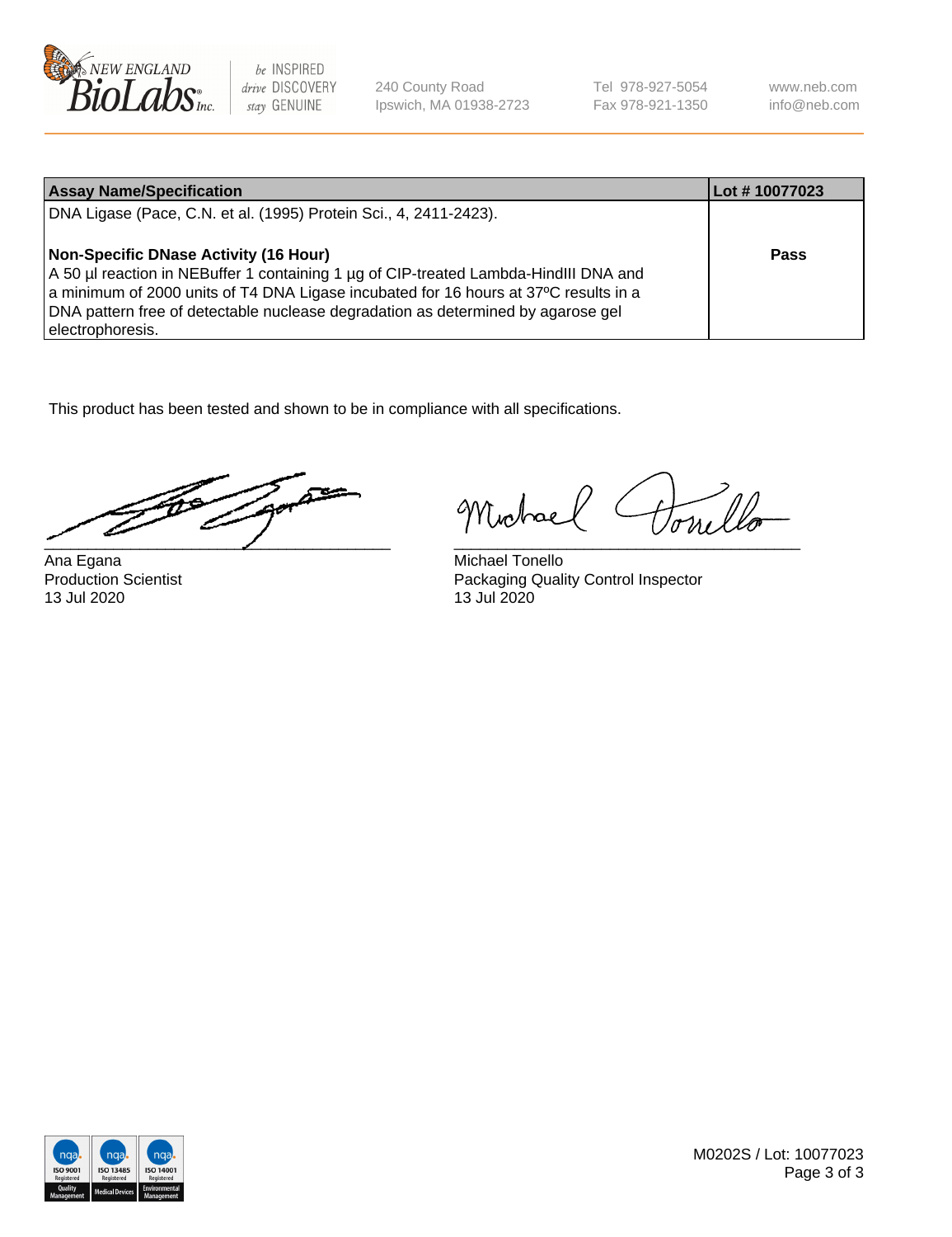| Assay Name/Specification | Lot # 10077023 |
|---|---|
| DNA Ligase (Pace, C.N. et al. (1995) Protein Sci., 4, 2411-2423). | |
| **Non-Specific DNase Activity (16 Hour)**<br>A 50 µl reaction in NEBuffer 1 containing 1 µg of CIP-treated Lambda-HindIII DNA and a minimum of 2000 units of T4 DNA Ligase incubated for 16 hours at 37ºC results in a DNA pattern free of detectable nuclease degradation as determined by agarose gel electrophoresis. | **Pass** |

This product has been tested and shown to be in compliance with all specifications.

Ana Egana
Production Scientist
13 Jul 2020

Michael Tonello
Packaging Quality Control Inspector
13 Jul 2020

M0202S / Lot: 10077023